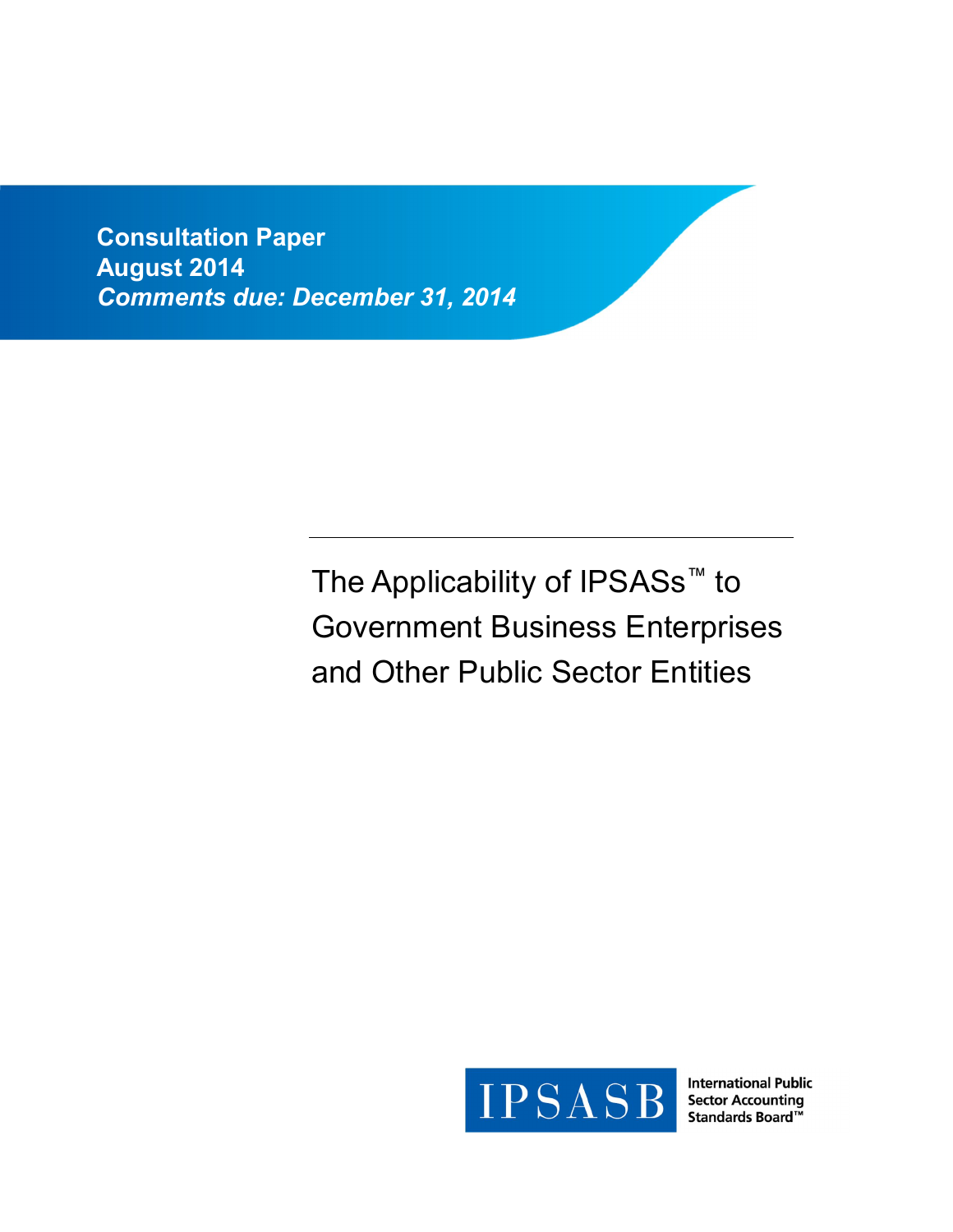**Consultation Paper**
**August 2014**
***Comments due: December 31, 2014***

# The Applicability of IPSASs™ to Government Business Enterprises and Other Public Sector Entities

IPSASB International Public Sector Accounting Standards Board™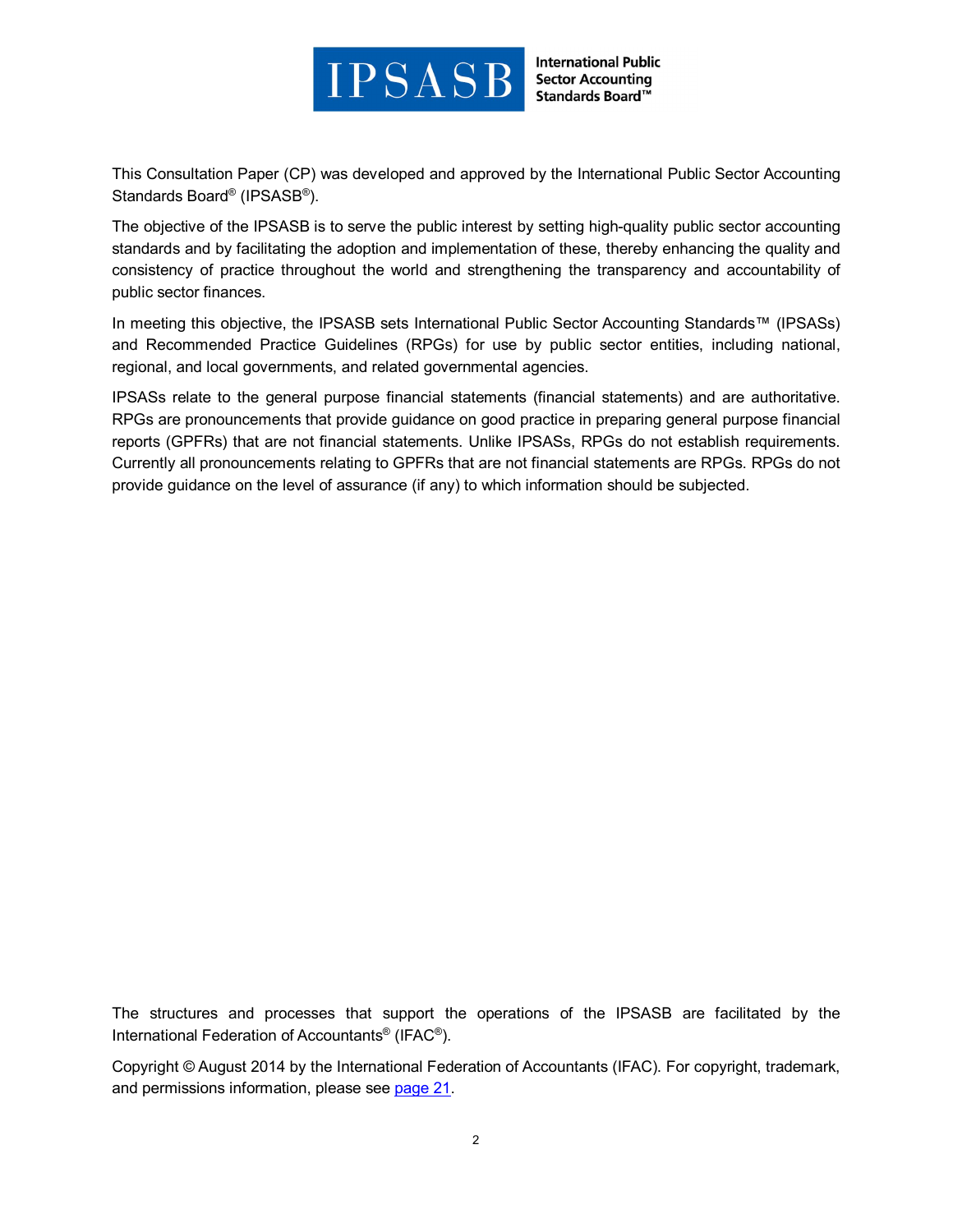IPSASB International Public Sector Accounting Standards Board™

This Consultation Paper (CP) was developed and approved by the International Public Sector Accounting Standards Board® (IPSASB®).

The objective of the IPSASB is to serve the public interest by setting high-quality public sector accounting standards and by facilitating the adoption and implementation of these, thereby enhancing the quality and consistency of practice throughout the world and strengthening the transparency and accountability of public sector finances.

In meeting this objective, the IPSASB sets International Public Sector Accounting Standards™ (IPSASs) and Recommended Practice Guidelines (RPGs) for use by public sector entities, including national, regional, and local governments, and related governmental agencies.

IPSASs relate to the general purpose financial statements (financial statements) and are authoritative. RPGs are pronouncements that provide guidance on good practice in preparing general purpose financial reports (GPFRs) that are not financial statements. Unlike IPSASs, RPGs do not establish requirements. Currently all pronouncements relating to GPFRs that are not financial statements are RPGs. RPGs do not provide guidance on the level of assurance (if any) to which information should be subjected.

The structures and processes that support the operations of the IPSASB are facilitated by the International Federation of Accountants® (IFAC®).

Copyright © August 2014 by the International Federation of Accountants (IFAC). For copyright, trademark, and permissions information, please see page 21.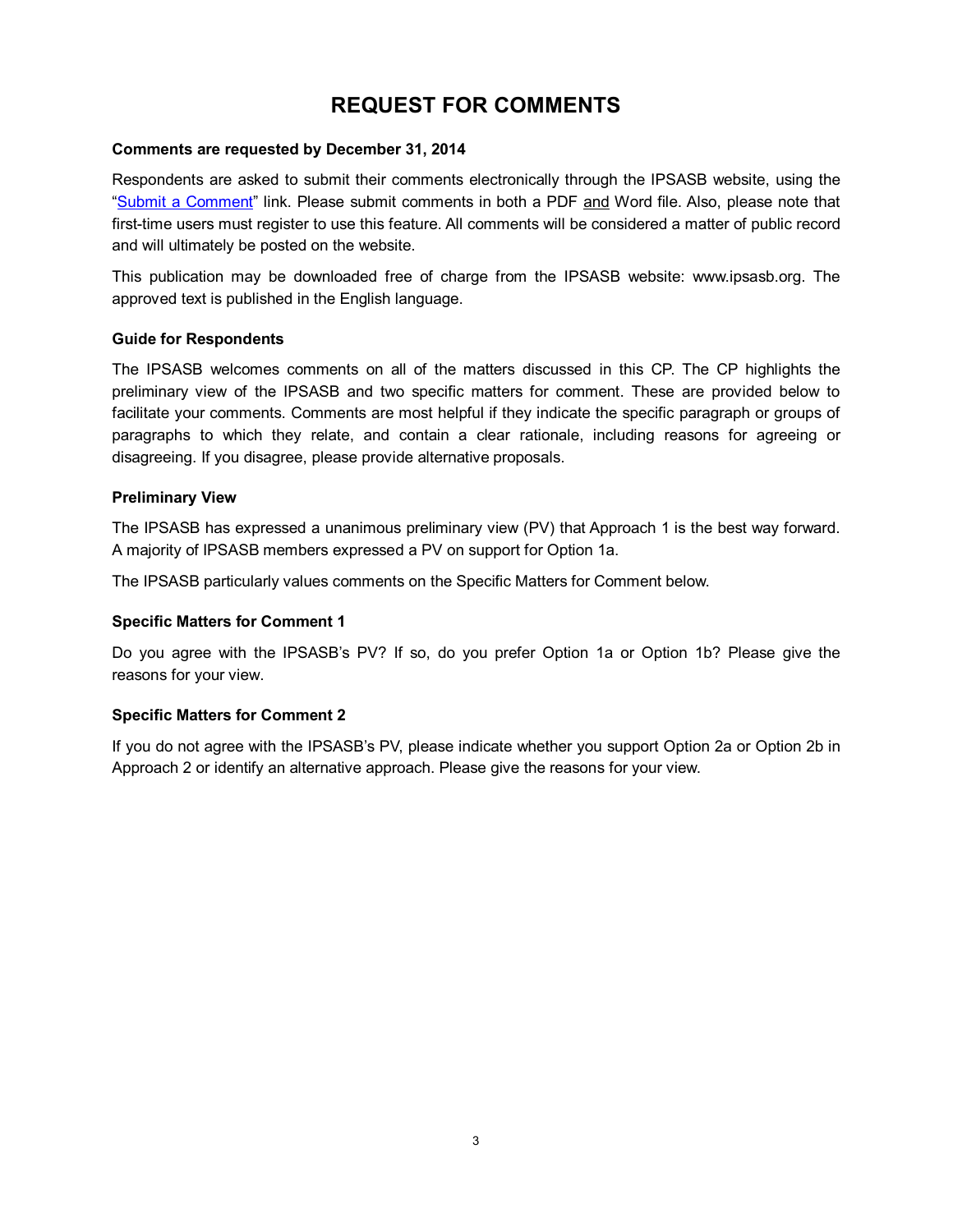# REQUEST FOR COMMENTS

**Comments are requested by December 31, 2014**

Respondents are asked to submit their comments electronically through the IPSASB website, using the "Submit a Comment" link. Please submit comments in both a PDF and Word file. Also, please note that first-time users must register to use this feature. All comments will be considered a matter of public record and will ultimately be posted on the website.

This publication may be downloaded free of charge from the IPSASB website: www.ipsasb.org. The approved text is published in the English language.

**Guide for Respondents**

The IPSASB welcomes comments on all of the matters discussed in this CP. The CP highlights the preliminary view of the IPSASB and two specific matters for comment. These are provided below to facilitate your comments. Comments are most helpful if they indicate the specific paragraph or groups of paragraphs to which they relate, and contain a clear rationale, including reasons for agreeing or disagreeing. If you disagree, please provide alternative proposals.

**Preliminary View**

The IPSASB has expressed a unanimous preliminary view (PV) that Approach 1 is the best way forward. A majority of IPSASB members expressed a PV on support for Option 1a.

The IPSASB particularly values comments on the Specific Matters for Comment below.

**Specific Matters for Comment 1**

Do you agree with the IPSASB's PV? If so, do you prefer Option 1a or Option 1b? Please give the reasons for your view.

**Specific Matters for Comment 2**

If you do not agree with the IPSASB's PV, please indicate whether you support Option 2a or Option 2b in Approach 2 or identify an alternative approach. Please give the reasons for your view.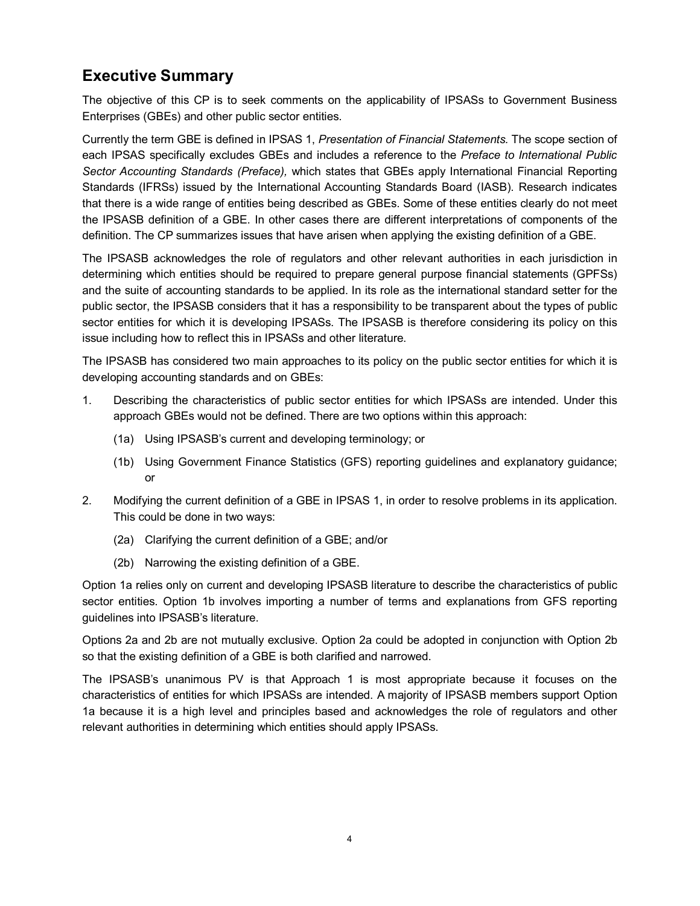## Executive Summary

The objective of this CP is to seek comments on the applicability of IPSASs to Government Business Enterprises (GBEs) and other public sector entities.

Currently the term GBE is defined in IPSAS 1, *Presentation of Financial Statements.* The scope section of each IPSAS specifically excludes GBEs and includes a reference to the *Preface to International Public Sector Accounting Standards (Preface),* which states that GBEs apply International Financial Reporting Standards (IFRSs) issued by the International Accounting Standards Board (IASB). Research indicates that there is a wide range of entities being described as GBEs. Some of these entities clearly do not meet the IPSASB definition of a GBE. In other cases there are different interpretations of components of the definition. The CP summarizes issues that have arisen when applying the existing definition of a GBE.

The IPSASB acknowledges the role of regulators and other relevant authorities in each jurisdiction in determining which entities should be required to prepare general purpose financial statements (GPFSs) and the suite of accounting standards to be applied. In its role as the international standard setter for the public sector, the IPSASB considers that it has a responsibility to be transparent about the types of public sector entities for which it is developing IPSASs. The IPSASB is therefore considering its policy on this issue including how to reflect this in IPSASs and other literature.

The IPSASB has considered two main approaches to its policy on the public sector entities for which it is developing accounting standards and on GBEs:

1. Describing the characteristics of public sector entities for which IPSASs are intended. Under this approach GBEs would not be defined. There are two options within this approach:
   - (1a) Using IPSASB's current and developing terminology; or
   - (1b) Using Government Finance Statistics (GFS) reporting guidelines and explanatory guidance; or
2. Modifying the current definition of a GBE in IPSAS 1, in order to resolve problems in its application. This could be done in two ways:
   - (2a) Clarifying the current definition of a GBE; and/or
   - (2b) Narrowing the existing definition of a GBE.

Option 1a relies only on current and developing IPSASB literature to describe the characteristics of public sector entities. Option 1b involves importing a number of terms and explanations from GFS reporting guidelines into IPSASB's literature.

Options 2a and 2b are not mutually exclusive. Option 2a could be adopted in conjunction with Option 2b so that the existing definition of a GBE is both clarified and narrowed.

The IPSASB's unanimous PV is that Approach 1 is most appropriate because it focuses on the characteristics of entities for which IPSASs are intended. A majority of IPSASB members support Option 1a because it is a high level and principles based and acknowledges the role of regulators and other relevant authorities in determining which entities should apply IPSASs.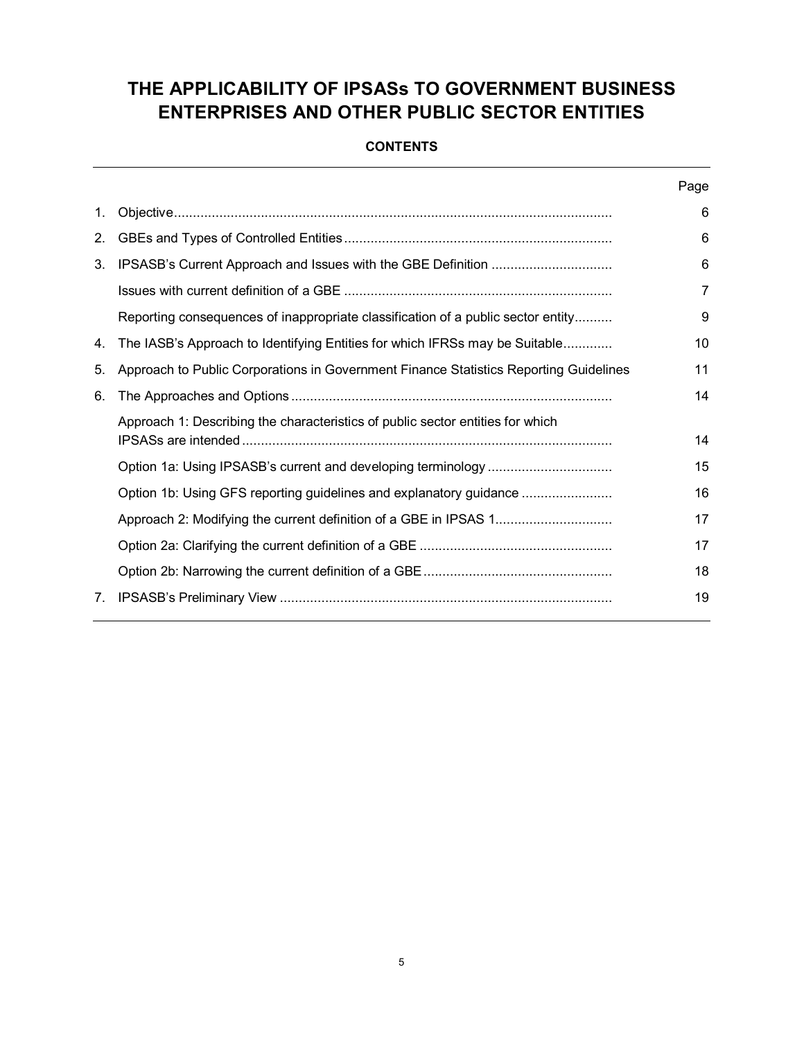# THE APPLICABILITY OF IPSASs TO GOVERNMENT BUSINESS ENTERPRISES AND OTHER PUBLIC SECTOR ENTITIES

## CONTENTS

| | | Page |
|---|---|---|
| 1. | Objective | 6 |
| 2. | GBEs and Types of Controlled Entities | 6 |
| 3. | IPSASB's Current Approach and Issues with the GBE Definition | 6 |
| | Issues with current definition of a GBE | 7 |
| | Reporting consequences of inappropriate classification of a public sector entity | 9 |
| 4. | The IASB's Approach to Identifying Entities for which IFRSs may be Suitable | 10 |
| 5. | Approach to Public Corporations in Government Finance Statistics Reporting Guidelines | 11 |
| 6. | The Approaches and Options | 14 |
| | Approach 1: Describing the characteristics of public sector entities for which IPSASs are intended | 14 |
| | Option 1a: Using IPSASB's current and developing terminology | 15 |
| | Option 1b: Using GFS reporting guidelines and explanatory guidance | 16 |
| | Approach 2: Modifying the current definition of a GBE in IPSAS 1 | 17 |
| | Option 2a: Clarifying the current definition of a GBE | 17 |
| | Option 2b: Narrowing the current definition of a GBE | 18 |
| 7. | IPSASB's Preliminary View | 19 |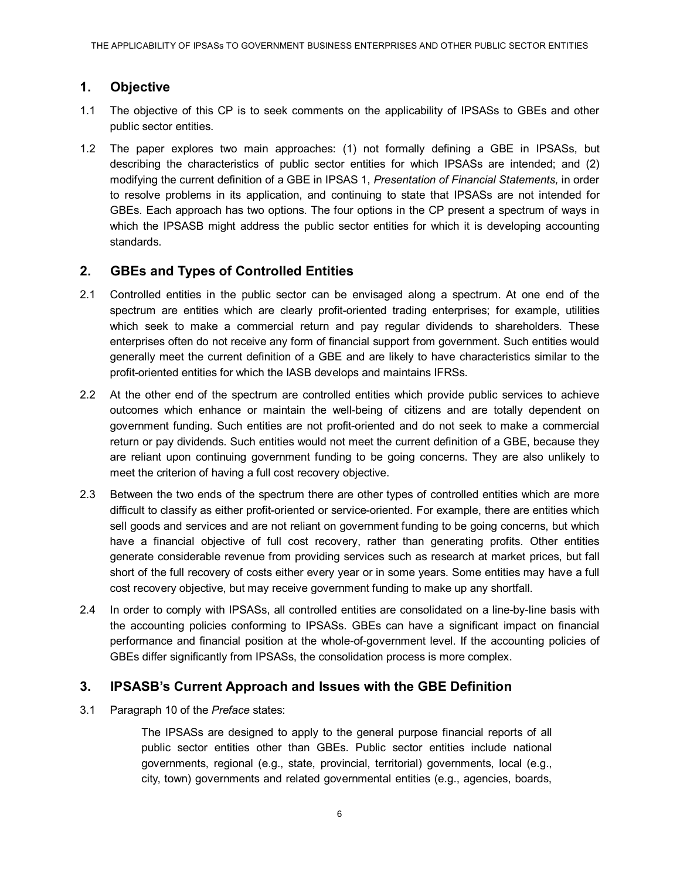## 1. Objective

1.1 The objective of this CP is to seek comments on the applicability of IPSASs to GBEs and other public sector entities.

1.2 The paper explores two main approaches: (1) not formally defining a GBE in IPSASs, but describing the characteristics of public sector entities for which IPSASs are intended; and (2) modifying the current definition of a GBE in IPSAS 1, *Presentation of Financial Statements,* in order to resolve problems in its application, and continuing to state that IPSASs are not intended for GBEs. Each approach has two options. The four options in the CP present a spectrum of ways in which the IPSASB might address the public sector entities for which it is developing accounting standards.

## 2. GBEs and Types of Controlled Entities

2.1 Controlled entities in the public sector can be envisaged along a spectrum. At one end of the spectrum are entities which are clearly profit-oriented trading enterprises; for example, utilities which seek to make a commercial return and pay regular dividends to shareholders. These enterprises often do not receive any form of financial support from government. Such entities would generally meet the current definition of a GBE and are likely to have characteristics similar to the profit-oriented entities for which the IASB develops and maintains IFRSs.

2.2 At the other end of the spectrum are controlled entities which provide public services to achieve outcomes which enhance or maintain the well-being of citizens and are totally dependent on government funding. Such entities are not profit-oriented and do not seek to make a commercial return or pay dividends. Such entities would not meet the current definition of a GBE, because they are reliant upon continuing government funding to be going concerns. They are also unlikely to meet the criterion of having a full cost recovery objective.

2.3 Between the two ends of the spectrum there are other types of controlled entities which are more difficult to classify as either profit-oriented or service-oriented. For example, there are entities which sell goods and services and are not reliant on government funding to be going concerns, but which have a financial objective of full cost recovery, rather than generating profits. Other entities generate considerable revenue from providing services such as research at market prices, but fall short of the full recovery of costs either every year or in some years. Some entities may have a full cost recovery objective, but may receive government funding to make up any shortfall.

2.4 In order to comply with IPSASs, all controlled entities are consolidated on a line-by-line basis with the accounting policies conforming to IPSASs. GBEs can have a significant impact on financial performance and financial position at the whole-of-government level. If the accounting policies of GBEs differ significantly from IPSASs, the consolidation process is more complex.

## 3. IPSASB's Current Approach and Issues with the GBE Definition

3.1 Paragraph 10 of the *Preface* states:

> The IPSASs are designed to apply to the general purpose financial reports of all public sector entities other than GBEs. Public sector entities include national governments, regional (e.g., state, provincial, territorial) governments, local (e.g., city, town) governments and related governmental entities (e.g., agencies, boards,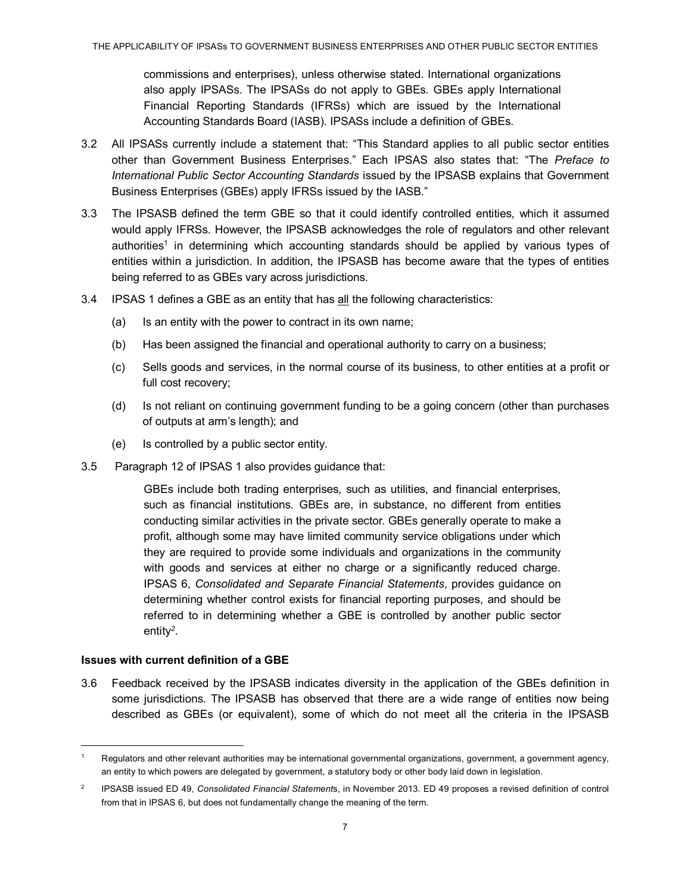commissions and enterprises), unless otherwise stated. International organizations also apply IPSASs. The IPSASs do not apply to GBEs. GBEs apply International Financial Reporting Standards (IFRSs) which are issued by the International Accounting Standards Board (IASB). IPSASs include a definition of GBEs.

3.2 All IPSASs currently include a statement that: "This Standard applies to all public sector entities other than Government Business Enterprises." Each IPSAS also states that: "The *Preface to International Public Sector Accounting Standards* issued by the IPSASB explains that Government Business Enterprises (GBEs) apply IFRSs issued by the IASB."

3.3 The IPSASB defined the term GBE so that it could identify controlled entities, which it assumed would apply IFRSs. However, the IPSASB acknowledges the role of regulators and other relevant authorities[1] in determining which accounting standards should be applied by various types of entities within a jurisdiction. In addition, the IPSASB has become aware that the types of entities being referred to as GBEs vary across jurisdictions.

3.4 IPSAS 1 defines a GBE as an entity that has all the following characteristics:

(a) Is an entity with the power to contract in its own name;

(b) Has been assigned the financial and operational authority to carry on a business;

(c) Sells goods and services, in the normal course of its business, to other entities at a profit or full cost recovery;

(d) Is not reliant on continuing government funding to be a going concern (other than purchases of outputs at arm's length); and

(e) Is controlled by a public sector entity.

3.5 Paragraph 12 of IPSAS 1 also provides guidance that:

> GBEs include both trading enterprises, such as utilities, and financial enterprises, such as financial institutions. GBEs are, in substance, no different from entities conducting similar activities in the private sector. GBEs generally operate to make a profit, although some may have limited community service obligations under which they are required to provide some individuals and organizations in the community with goods and services at either no charge or a significantly reduced charge. IPSAS 6, *Consolidated and Separate Financial Statements*, provides guidance on determining whether control exists for financial reporting purposes, and should be referred to in determining whether a GBE is controlled by another public sector entity[2].

**Issues with current definition of a GBE**

3.6 Feedback received by the IPSASB indicates diversity in the application of the GBEs definition in some jurisdictions. The IPSASB has observed that there are a wide range of entities now being described as GBEs (or equivalent), some of which do not meet all the criteria in the IPSASB

---

[1] Regulators and other relevant authorities may be international governmental organizations, government, a government agency, an entity to which powers are delegated by government, a statutory body or other body laid down in legislation.

[2] IPSASB issued ED 49, *Consolidated Financial Statements*, in November 2013. ED 49 proposes a revised definition of control from that in IPSAS 6, but does not fundamentally change the meaning of the term.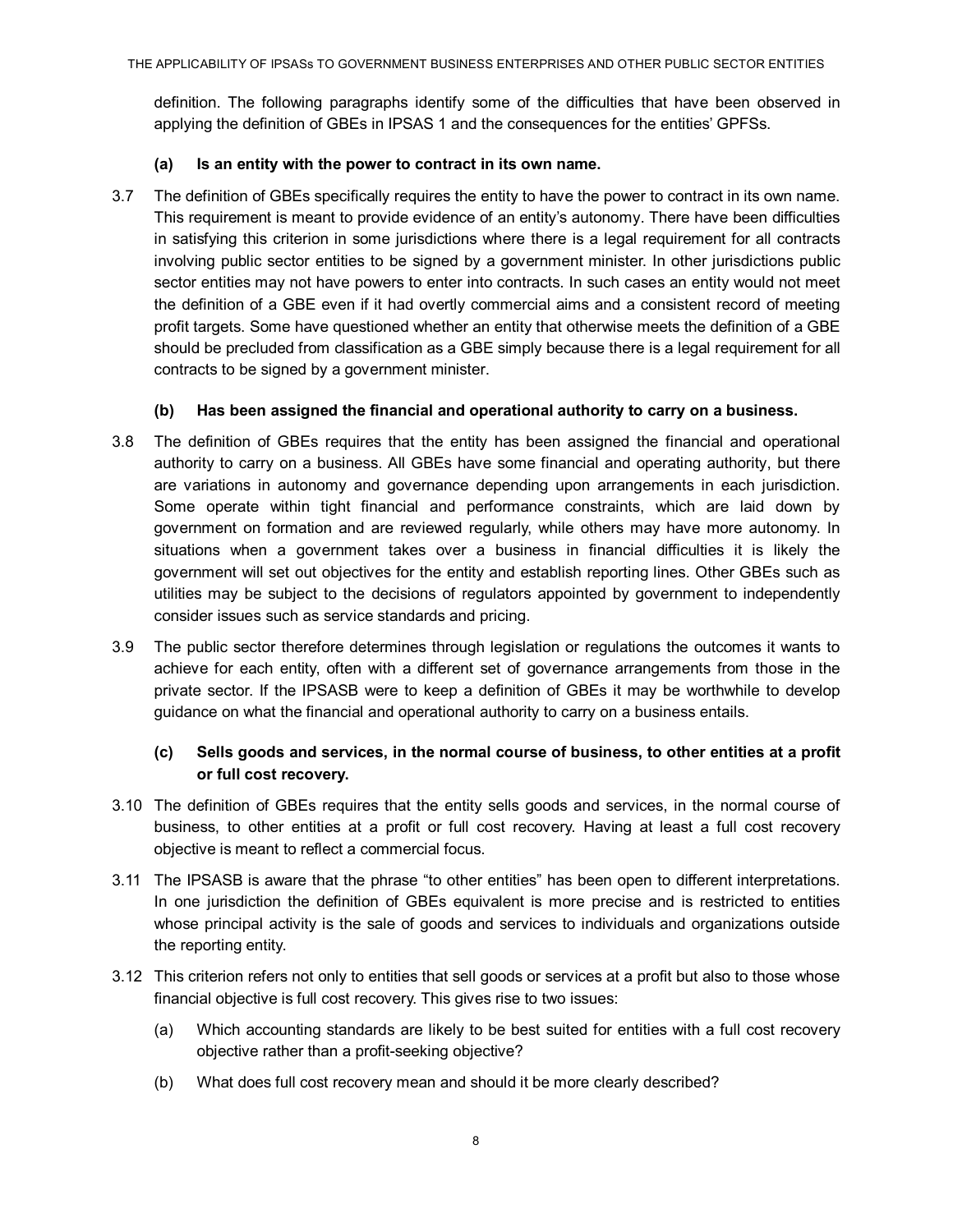definition. The following paragraphs identify some of the difficulties that have been observed in applying the definition of GBEs in IPSAS 1 and the consequences for the entities' GPFSs.

**(a) Is an entity with the power to contract in its own name.**

3.7 The definition of GBEs specifically requires the entity to have the power to contract in its own name. This requirement is meant to provide evidence of an entity's autonomy. There have been difficulties in satisfying this criterion in some jurisdictions where there is a legal requirement for all contracts involving public sector entities to be signed by a government minister. In other jurisdictions public sector entities may not have powers to enter into contracts. In such cases an entity would not meet the definition of a GBE even if it had overtly commercial aims and a consistent record of meeting profit targets. Some have questioned whether an entity that otherwise meets the definition of a GBE should be precluded from classification as a GBE simply because there is a legal requirement for all contracts to be signed by a government minister.

**(b) Has been assigned the financial and operational authority to carry on a business.**

3.8 The definition of GBEs requires that the entity has been assigned the financial and operational authority to carry on a business. All GBEs have some financial and operating authority, but there are variations in autonomy and governance depending upon arrangements in each jurisdiction. Some operate within tight financial and performance constraints, which are laid down by government on formation and are reviewed regularly, while others may have more autonomy. In situations when a government takes over a business in financial difficulties it is likely the government will set out objectives for the entity and establish reporting lines. Other GBEs such as utilities may be subject to the decisions of regulators appointed by government to independently consider issues such as service standards and pricing.

3.9 The public sector therefore determines through legislation or regulations the outcomes it wants to achieve for each entity, often with a different set of governance arrangements from those in the private sector. If the IPSASB were to keep a definition of GBEs it may be worthwhile to develop guidance on what the financial and operational authority to carry on a business entails.

**(c) Sells goods and services, in the normal course of business, to other entities at a profit or full cost recovery.**

3.10 The definition of GBEs requires that the entity sells goods and services, in the normal course of business, to other entities at a profit or full cost recovery. Having at least a full cost recovery objective is meant to reflect a commercial focus.

3.11 The IPSASB is aware that the phrase "to other entities" has been open to different interpretations. In one jurisdiction the definition of GBEs equivalent is more precise and is restricted to entities whose principal activity is the sale of goods and services to individuals and organizations outside the reporting entity.

3.12 This criterion refers not only to entities that sell goods or services at a profit but also to those whose financial objective is full cost recovery. This gives rise to two issues:

(a) Which accounting standards are likely to be best suited for entities with a full cost recovery objective rather than a profit-seeking objective?

(b) What does full cost recovery mean and should it be more clearly described?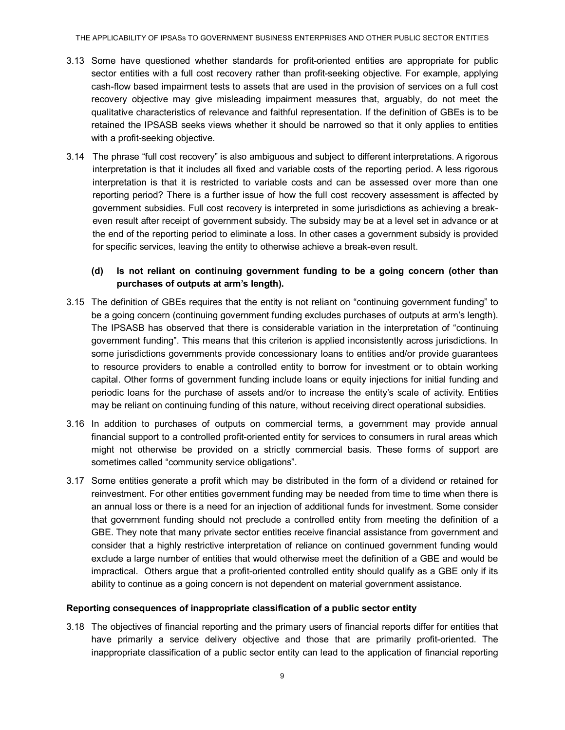3.13 Some have questioned whether standards for profit-oriented entities are appropriate for public sector entities with a full cost recovery rather than profit-seeking objective. For example, applying cash-flow based impairment tests to assets that are used in the provision of services on a full cost recovery objective may give misleading impairment measures that, arguably, do not meet the qualitative characteristics of relevance and faithful representation. If the definition of GBEs is to be retained the IPSASB seeks views whether it should be narrowed so that it only applies to entities with a profit-seeking objective.

3.14 The phrase "full cost recovery" is also ambiguous and subject to different interpretations. A rigorous interpretation is that it includes all fixed and variable costs of the reporting period. A less rigorous interpretation is that it is restricted to variable costs and can be assessed over more than one reporting period? There is a further issue of how the full cost recovery assessment is affected by government subsidies. Full cost recovery is interpreted in some jurisdictions as achieving a break-even result after receipt of government subsidy. The subsidy may be at a level set in advance or at the end of the reporting period to eliminate a loss. In other cases a government subsidy is provided for specific services, leaving the entity to otherwise achieve a break-even result.

**(d) Is not reliant on continuing government funding to be a going concern (other than purchases of outputs at arm's length).**

3.15 The definition of GBEs requires that the entity is not reliant on "continuing government funding" to be a going concern (continuing government funding excludes purchases of outputs at arm's length). The IPSASB has observed that there is considerable variation in the interpretation of "continuing government funding". This means that this criterion is applied inconsistently across jurisdictions. In some jurisdictions governments provide concessionary loans to entities and/or provide guarantees to resource providers to enable a controlled entity to borrow for investment or to obtain working capital. Other forms of government funding include loans or equity injections for initial funding and periodic loans for the purchase of assets and/or to increase the entity's scale of activity. Entities may be reliant on continuing funding of this nature, without receiving direct operational subsidies.

3.16 In addition to purchases of outputs on commercial terms, a government may provide annual financial support to a controlled profit-oriented entity for services to consumers in rural areas which might not otherwise be provided on a strictly commercial basis. These forms of support are sometimes called "community service obligations".

3.17 Some entities generate a profit which may be distributed in the form of a dividend or retained for reinvestment. For other entities government funding may be needed from time to time when there is an annual loss or there is a need for an injection of additional funds for investment. Some consider that government funding should not preclude a controlled entity from meeting the definition of a GBE. They note that many private sector entities receive financial assistance from government and consider that a highly restrictive interpretation of reliance on continued government funding would exclude a large number of entities that would otherwise meet the definition of a GBE and would be impractical. Others argue that a profit-oriented controlled entity should qualify as a GBE only if its ability to continue as a going concern is not dependent on material government assistance.

**Reporting consequences of inappropriate classification of a public sector entity**

3.18 The objectives of financial reporting and the primary users of financial reports differ for entities that have primarily a service delivery objective and those that are primarily profit-oriented. The inappropriate classification of a public sector entity can lead to the application of financial reporting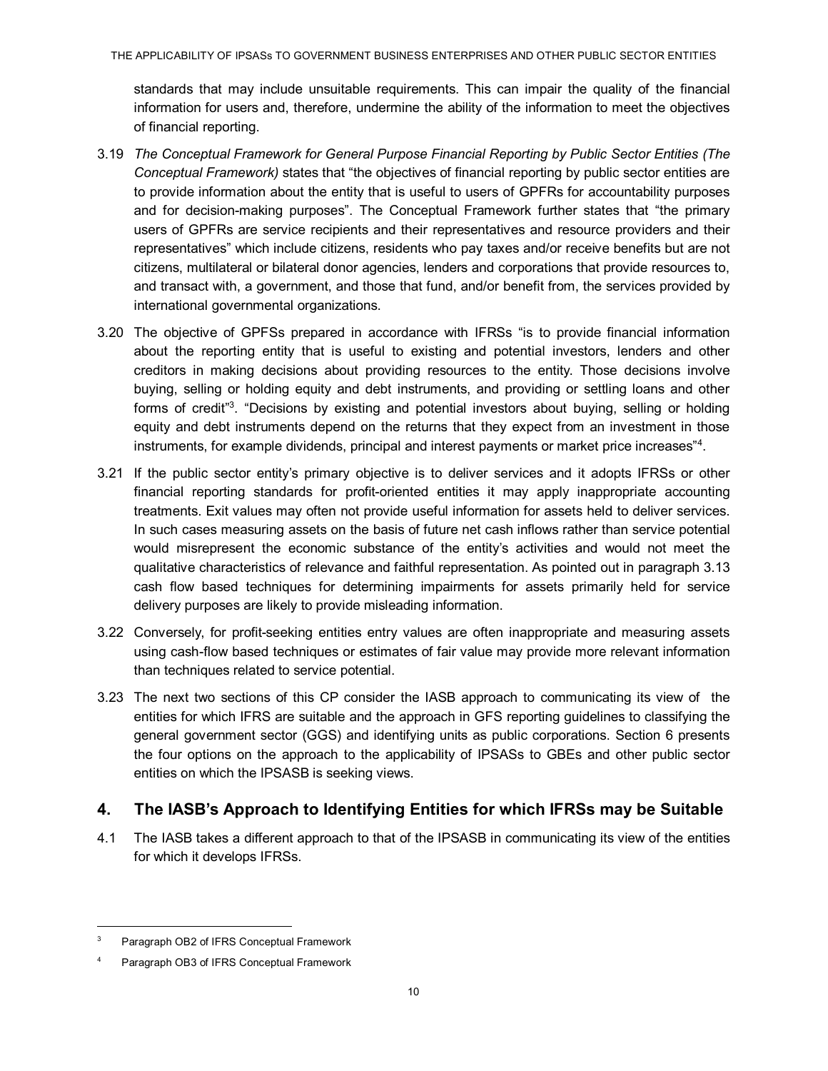standards that may include unsuitable requirements. This can impair the quality of the financial information for users and, therefore, undermine the ability of the information to meet the objectives of financial reporting.

3.19 *The Conceptual Framework for General Purpose Financial Reporting by Public Sector Entities (The Conceptual Framework)* states that "the objectives of financial reporting by public sector entities are to provide information about the entity that is useful to users of GPFRs for accountability purposes and for decision-making purposes". The Conceptual Framework further states that "the primary users of GPFRs are service recipients and their representatives and resource providers and their representatives" which include citizens, residents who pay taxes and/or receive benefits but are not citizens, multilateral or bilateral donor agencies, lenders and corporations that provide resources to, and transact with, a government, and those that fund, and/or benefit from, the services provided by international governmental organizations.

3.20 The objective of GPFSs prepared in accordance with IFRSs "is to provide financial information about the reporting entity that is useful to existing and potential investors, lenders and other creditors in making decisions about providing resources to the entity. Those decisions involve buying, selling or holding equity and debt instruments, and providing or settling loans and other forms of credit"[3]. "Decisions by existing and potential investors about buying, selling or holding equity and debt instruments depend on the returns that they expect from an investment in those instruments, for example dividends, principal and interest payments or market price increases"[4].

3.21 If the public sector entity's primary objective is to deliver services and it adopts IFRSs or other financial reporting standards for profit-oriented entities it may apply inappropriate accounting treatments. Exit values may often not provide useful information for assets held to deliver services. In such cases measuring assets on the basis of future net cash inflows rather than service potential would misrepresent the economic substance of the entity's activities and would not meet the qualitative characteristics of relevance and faithful representation. As pointed out in paragraph 3.13 cash flow based techniques for determining impairments for assets primarily held for service delivery purposes are likely to provide misleading information.

3.22 Conversely, for profit-seeking entities entry values are often inappropriate and measuring assets using cash-flow based techniques or estimates of fair value may provide more relevant information than techniques related to service potential.

3.23 The next two sections of this CP consider the IASB approach to communicating its view of the entities for which IFRS are suitable and the approach in GFS reporting guidelines to classifying the general government sector (GGS) and identifying units as public corporations. Section 6 presents the four options on the approach to the applicability of IPSASs to GBEs and other public sector entities on which the IPSASB is seeking views.

## 4. The IASB's Approach to Identifying Entities for which IFRSs may be Suitable

4.1 The IASB takes a different approach to that of the IPSASB in communicating its view of the entities for which it develops IFRSs.

---

[3] Paragraph OB2 of IFRS Conceptual Framework

[4] Paragraph OB3 of IFRS Conceptual Framework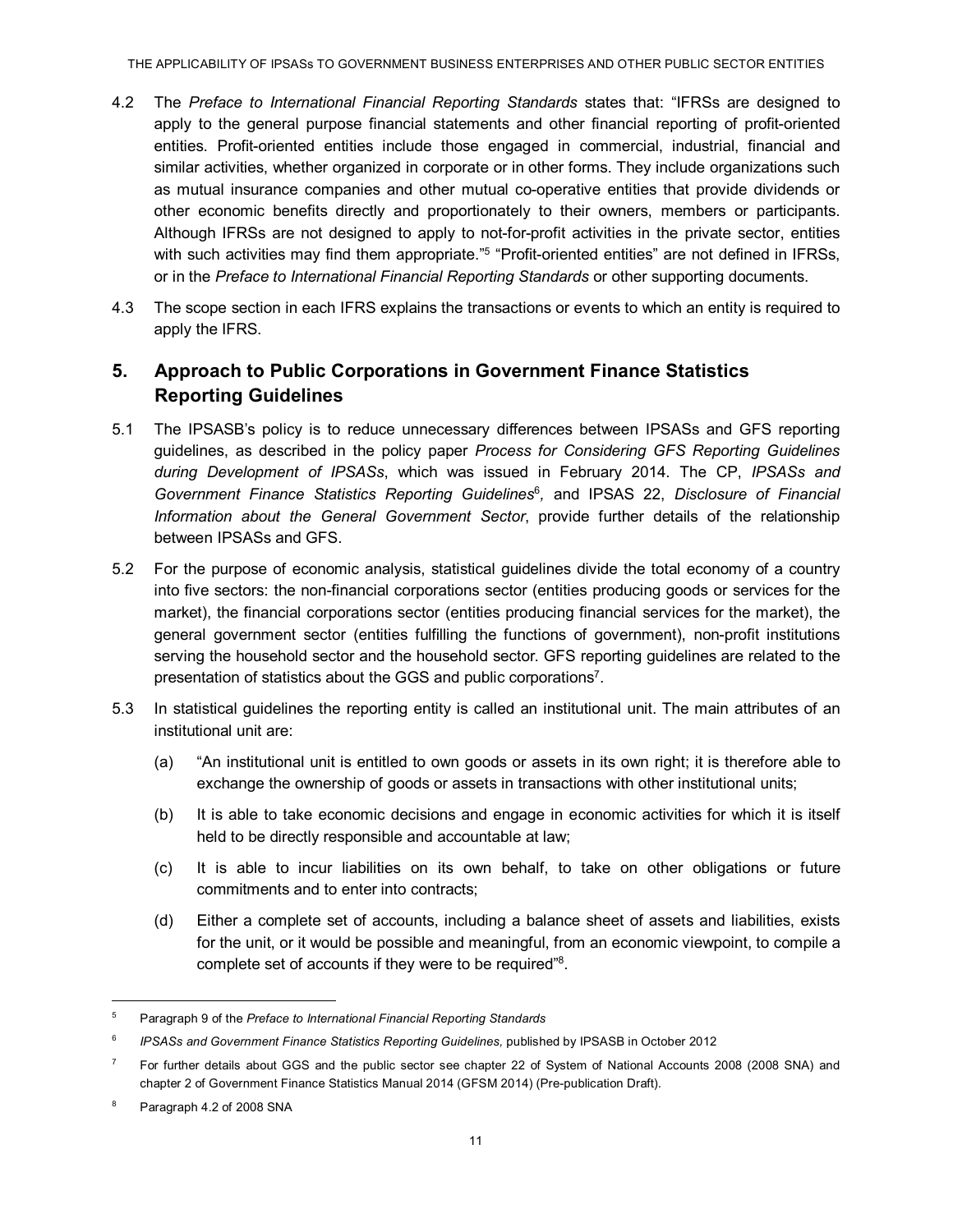4.2 The *Preface to International Financial Reporting Standards* states that: "IFRSs are designed to apply to the general purpose financial statements and other financial reporting of profit-oriented entities. Profit-oriented entities include those engaged in commercial, industrial, financial and similar activities, whether organized in corporate or in other forms. They include organizations such as mutual insurance companies and other mutual co-operative entities that provide dividends or other economic benefits directly and proportionately to their owners, members or participants. Although IFRSs are not designed to apply to not-for-profit activities in the private sector, entities with such activities may find them appropriate."[5] "Profit-oriented entities" are not defined in IFRSs, or in the *Preface to International Financial Reporting Standards* or other supporting documents.

4.3 The scope section in each IFRS explains the transactions or events to which an entity is required to apply the IFRS.

## 5. Approach to Public Corporations in Government Finance Statistics Reporting Guidelines

5.1 The IPSASB's policy is to reduce unnecessary differences between IPSASs and GFS reporting guidelines, as described in the policy paper *Process for Considering GFS Reporting Guidelines during Development of IPSASs*, which was issued in February 2014. The CP, *IPSASs and Government Finance Statistics Reporting Guidelines*[6], and IPSAS 22, *Disclosure of Financial Information about the General Government Sector*, provide further details of the relationship between IPSASs and GFS.

5.2 For the purpose of economic analysis, statistical guidelines divide the total economy of a country into five sectors: the non-financial corporations sector (entities producing goods or services for the market), the financial corporations sector (entities producing financial services for the market), the general government sector (entities fulfilling the functions of government), non-profit institutions serving the household sector and the household sector. GFS reporting guidelines are related to the presentation of statistics about the GGS and public corporations[7].

5.3 In statistical guidelines the reporting entity is called an institutional unit. The main attributes of an institutional unit are:

(a) "An institutional unit is entitled to own goods or assets in its own right; it is therefore able to exchange the ownership of goods or assets in transactions with other institutional units;

(b) It is able to take economic decisions and engage in economic activities for which it is itself held to be directly responsible and accountable at law;

(c) It is able to incur liabilities on its own behalf, to take on other obligations or future commitments and to enter into contracts;

(d) Either a complete set of accounts, including a balance sheet of assets and liabilities, exists for the unit, or it would be possible and meaningful, from an economic viewpoint, to compile a complete set of accounts if they were to be required"[8].

---

[5] Paragraph 9 of the *Preface to International Financial Reporting Standards*

[6] *IPSASs and Government Finance Statistics Reporting Guidelines,* published by IPSASB in October 2012

[7] For further details about GGS and the public sector see chapter 22 of System of National Accounts 2008 (2008 SNA) and chapter 2 of Government Finance Statistics Manual 2014 (GFSM 2014) (Pre-publication Draft).

[8] Paragraph 4.2 of 2008 SNA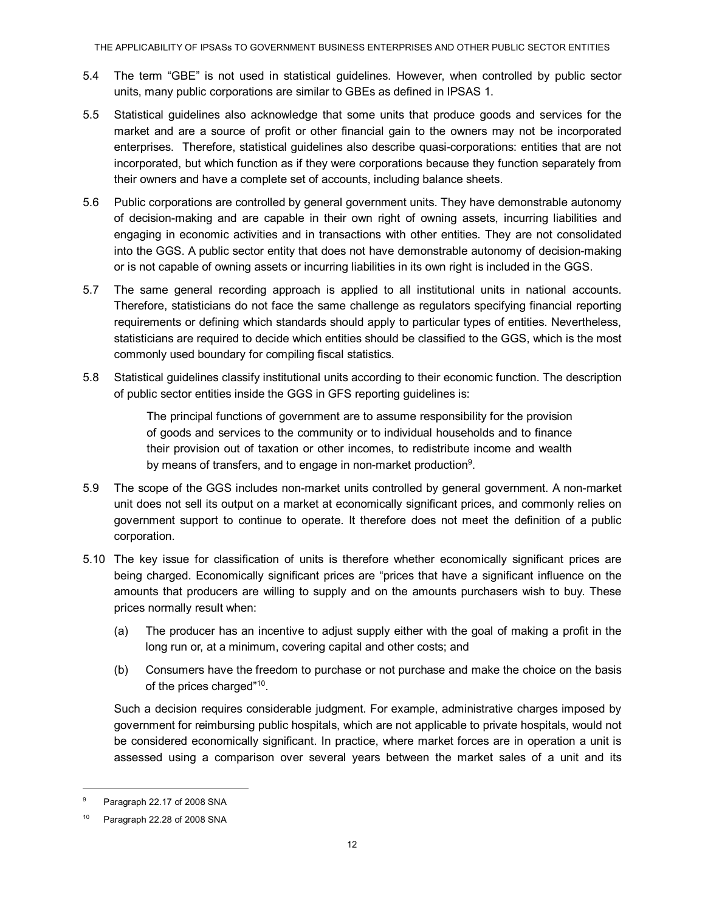5.4 The term “GBE” is not used in statistical guidelines. However, when controlled by public sector units, many public corporations are similar to GBEs as defined in IPSAS 1.

5.5 Statistical guidelines also acknowledge that some units that produce goods and services for the market and are a source of profit or other financial gain to the owners may not be incorporated enterprises. Therefore, statistical guidelines also describe quasi-corporations: entities that are not incorporated, but which function as if they were corporations because they function separately from their owners and have a complete set of accounts, including balance sheets.

5.6 Public corporations are controlled by general government units. They have demonstrable autonomy of decision-making and are capable in their own right of owning assets, incurring liabilities and engaging in economic activities and in transactions with other entities. They are not consolidated into the GGS. A public sector entity that does not have demonstrable autonomy of decision-making or is not capable of owning assets or incurring liabilities in its own right is included in the GGS.

5.7 The same general recording approach is applied to all institutional units in national accounts. Therefore, statisticians do not face the same challenge as regulators specifying financial reporting requirements or defining which standards should apply to particular types of entities. Nevertheless, statisticians are required to decide which entities should be classified to the GGS, which is the most commonly used boundary for compiling fiscal statistics.

5.8 Statistical guidelines classify institutional units according to their economic function. The description of public sector entities inside the GGS in GFS reporting guidelines is:

> The principal functions of government are to assume responsibility for the provision of goods and services to the community or to individual households and to finance their provision out of taxation or other incomes, to redistribute income and wealth by means of transfers, and to engage in non-market production[9].

5.9 The scope of the GGS includes non-market units controlled by general government. A non-market unit does not sell its output on a market at economically significant prices, and commonly relies on government support to continue to operate. It therefore does not meet the definition of a public corporation.

5.10 The key issue for classification of units is therefore whether economically significant prices are being charged. Economically significant prices are “prices that have a significant influence on the amounts that producers are willing to supply and on the amounts purchasers wish to buy. These prices normally result when:

(a) The producer has an incentive to adjust supply either with the goal of making a profit in the long run or, at a minimum, covering capital and other costs; and

(b) Consumers have the freedom to purchase or not purchase and make the choice on the basis of the prices charged”[10].

Such a decision requires considerable judgment. For example, administrative charges imposed by government for reimbursing public hospitals, which are not applicable to private hospitals, would not be considered economically significant. In practice, where market forces are in operation a unit is assessed using a comparison over several years between the market sales of a unit and its

---

[9] Paragraph 22.17 of 2008 SNA

[10] Paragraph 22.28 of 2008 SNA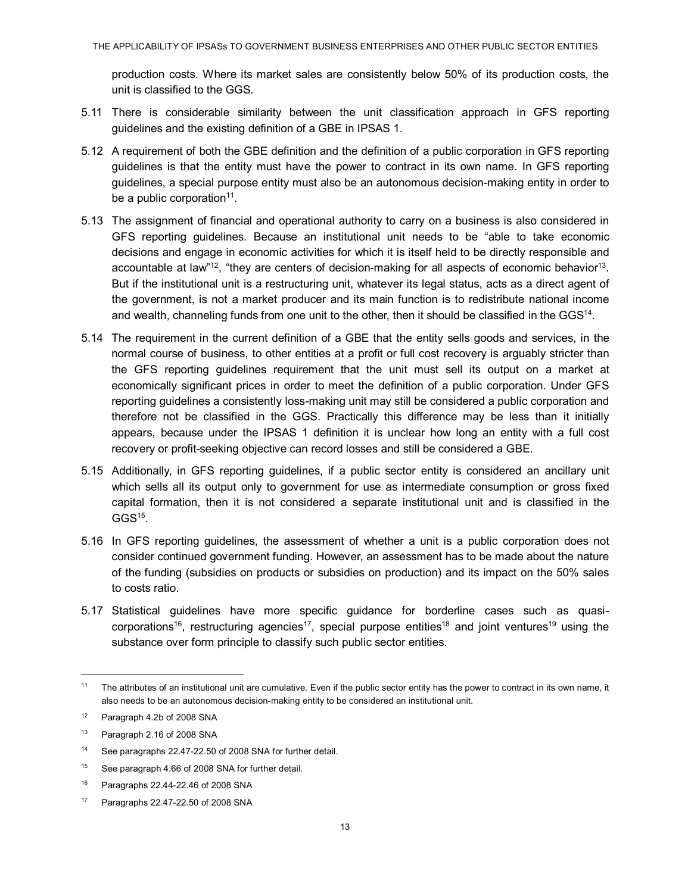production costs. Where its market sales are consistently below 50% of its production costs, the unit is classified to the GGS.

5.11 There is considerable similarity between the unit classification approach in GFS reporting guidelines and the existing definition of a GBE in IPSAS 1.

5.12 A requirement of both the GBE definition and the definition of a public corporation in GFS reporting guidelines is that the entity must have the power to contract in its own name. In GFS reporting guidelines, a special purpose entity must also be an autonomous decision-making entity in order to be a public corporation[11].

5.13 The assignment of financial and operational authority to carry on a business is also considered in GFS reporting guidelines. Because an institutional unit needs to be "able to take economic decisions and engage in economic activities for which it is itself held to be directly responsible and accountable at law"[12], "they are centers of decision-making for all aspects of economic behavior[13]. But if the institutional unit is a restructuring unit, whatever its legal status, acts as a direct agent of the government, is not a market producer and its main function is to redistribute national income and wealth, channeling funds from one unit to the other, then it should be classified in the GGS[14].

5.14 The requirement in the current definition of a GBE that the entity sells goods and services, in the normal course of business, to other entities at a profit or full cost recovery is arguably stricter than the GFS reporting guidelines requirement that the unit must sell its output on a market at economically significant prices in order to meet the definition of a public corporation. Under GFS reporting guidelines a consistently loss-making unit may still be considered a public corporation and therefore not be classified in the GGS. Practically this difference may be less than it initially appears, because under the IPSAS 1 definition it is unclear how long an entity with a full cost recovery or profit-seeking objective can record losses and still be considered a GBE.

5.15 Additionally, in GFS reporting guidelines, if a public sector entity is considered an ancillary unit which sells all its output only to government for use as intermediate consumption or gross fixed capital formation, then it is not considered a separate institutional unit and is classified in the GGS[15].

5.16 In GFS reporting guidelines, the assessment of whether a unit is a public corporation does not consider continued government funding. However, an assessment has to be made about the nature of the funding (subsidies on products or subsidies on production) and its impact on the 50% sales to costs ratio.

5.17 Statistical guidelines have more specific guidance for borderline cases such as quasi-corporations[16], restructuring agencies[17], special purpose entities[18] and joint ventures[19] using the substance over form principle to classify such public sector entities.

---

[11] The attributes of an institutional unit are cumulative. Even if the public sector entity has the power to contract in its own name, it also needs to be an autonomous decision-making entity to be considered an institutional unit.

[12] Paragraph 4.2b of 2008 SNA

[13] Paragraph 2.16 of 2008 SNA

[14] See paragraphs 22.47-22.50 of 2008 SNA for further detail.

[15] See paragraph 4.66 of 2008 SNA for further detail.

[16] Paragraphs 22.44-22.46 of 2008 SNA

[17] Paragraphs 22.47-22.50 of 2008 SNA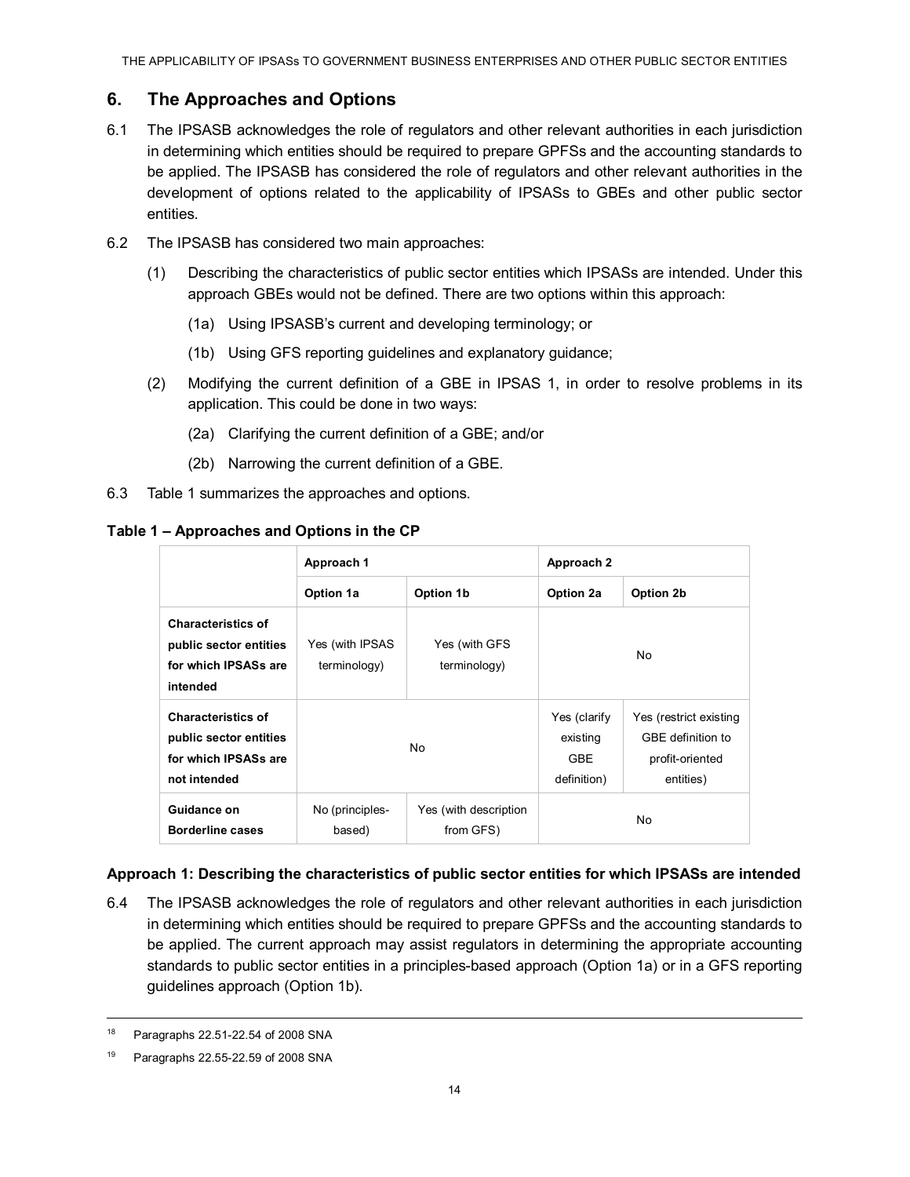## 6. The Approaches and Options

6.1 The IPSASB acknowledges the role of regulators and other relevant authorities in each jurisdiction in determining which entities should be required to prepare GPFSs and the accounting standards to be applied. The IPSASB has considered the role of regulators and other relevant authorities in the development of options related to the applicability of IPSASs to GBEs and other public sector entities.

6.2 The IPSASB has considered two main approaches:

(1) Describing the characteristics of public sector entities which IPSASs are intended. Under this approach GBEs would not be defined. There are two options within this approach:

(1a) Using IPSASB's current and developing terminology; or

(1b) Using GFS reporting guidelines and explanatory guidance;

(2) Modifying the current definition of a GBE in IPSAS 1, in order to resolve problems in its application. This could be done in two ways:

(2a) Clarifying the current definition of a GBE; and/or

(2b) Narrowing the current definition of a GBE.

6.3 Table 1 summarizes the approaches and options.

**Table 1 – Approaches and Options in the CP**

| | Approach 1 | | Approach 2 | |
|---|---|---|---|---|
| | **Option 1a** | **Option 1b** | **Option 2a** | **Option 2b** |
| **Characteristics of public sector entities for which IPSASs are intended** | Yes (with IPSAS terminology) | Yes (with GFS terminology) | No | |
| **Characteristics of public sector entities for which IPSASs are not intended** | No | | Yes (clarify existing GBE definition) | Yes (restrict existing GBE definition to profit-oriented entities) |
| **Guidance on Borderline cases** | No (principles-based) | Yes (with description from GFS) | No | |

**Approach 1: Describing the characteristics of public sector entities for which IPSASs are intended**

6.4 The IPSASB acknowledges the role of regulators and other relevant authorities in each jurisdiction in determining which entities should be required to prepare GPFSs and the accounting standards to be applied. The current approach may assist regulators in determining the appropriate accounting standards to public sector entities in a principles-based approach (Option 1a) or in a GFS reporting guidelines approach (Option 1b).

---

[18] Paragraphs 22.51-22.54 of 2008 SNA

[19] Paragraphs 22.55-22.59 of 2008 SNA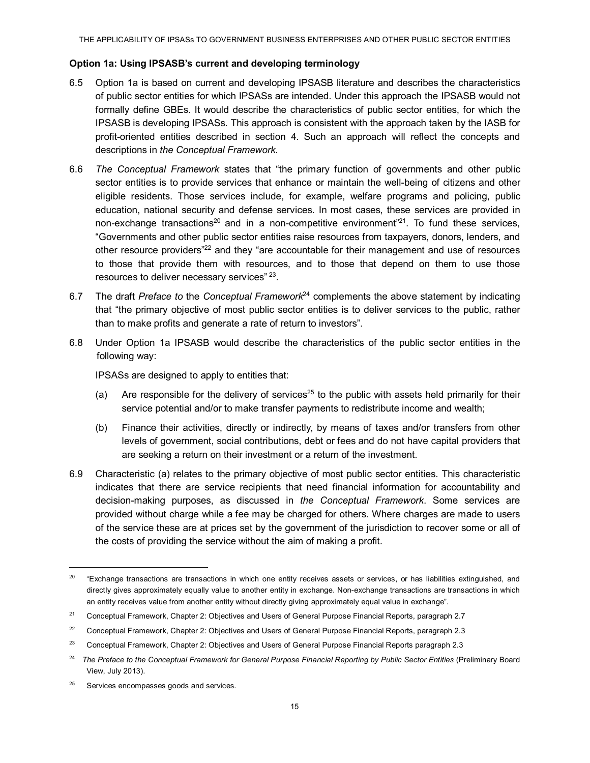**Option 1a: Using IPSASB's current and developing terminology**

6.5 Option 1a is based on current and developing IPSASB literature and describes the characteristics of public sector entities for which IPSASs are intended. Under this approach the IPSASB would not formally define GBEs. It would describe the characteristics of public sector entities, for which the IPSASB is developing IPSASs. This approach is consistent with the approach taken by the IASB for profit-oriented entities described in section 4. Such an approach will reflect the concepts and descriptions in *the Conceptual Framework*.

6.6 *The Conceptual Framework* states that "the primary function of governments and other public sector entities is to provide services that enhance or maintain the well-being of citizens and other eligible residents. Those services include, for example, welfare programs and policing, public education, national security and defense services. In most cases, these services are provided in non-exchange transactions[20] and in a non-competitive environment"[21]. To fund these services, "Governments and other public sector entities raise resources from taxpayers, donors, lenders, and other resource providers"[22] and they "are accountable for their management and use of resources to those that provide them with resources, and to those that depend on them to use those resources to deliver necessary services" [23].

6.7 The draft *Preface to* the *Conceptual Framework*[24] complements the above statement by indicating that "the primary objective of most public sector entities is to deliver services to the public, rather than to make profits and generate a rate of return to investors".

6.8 Under Option 1a IPSASB would describe the characteristics of the public sector entities in the following way:

IPSASs are designed to apply to entities that:

(a) Are responsible for the delivery of services[25] to the public with assets held primarily for their service potential and/or to make transfer payments to redistribute income and wealth;

(b) Finance their activities, directly or indirectly, by means of taxes and/or transfers from other levels of government, social contributions, debt or fees and do not have capital providers that are seeking a return on their investment or a return of the investment.

6.9 Characteristic (a) relates to the primary objective of most public sector entities. This characteristic indicates that there are service recipients that need financial information for accountability and decision-making purposes, as discussed in *the Conceptual Framework*. Some services are provided without charge while a fee may be charged for others. Where charges are made to users of the service these are at prices set by the government of the jurisdiction to recover some or all of the costs of providing the service without the aim of making a profit.

---

[20] "Exchange transactions are transactions in which one entity receives assets or services, or has liabilities extinguished, and directly gives approximately equally value to another entity in exchange. Non-exchange transactions are transactions in which an entity receives value from another entity without directly giving approximately equal value in exchange".

[21] Conceptual Framework, Chapter 2: Objectives and Users of General Purpose Financial Reports, paragraph 2.7

[22] Conceptual Framework, Chapter 2: Objectives and Users of General Purpose Financial Reports, paragraph 2.3

[23] Conceptual Framework, Chapter 2: Objectives and Users of General Purpose Financial Reports paragraph 2.3

[24] *The Preface to the Conceptual Framework for General Purpose Financial Reporting by Public Sector Entities* (Preliminary Board View, July 2013).

[25] Services encompasses goods and services.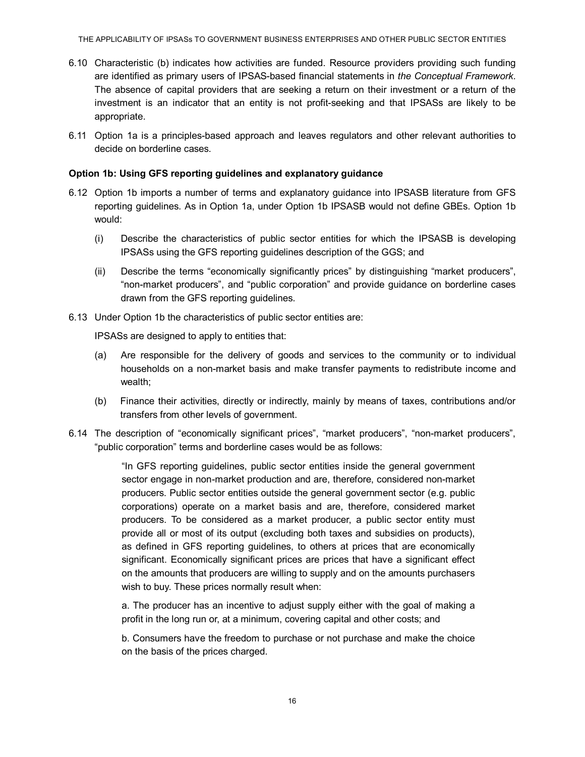6.10 Characteristic (b) indicates how activities are funded. Resource providers providing such funding are identified as primary users of IPSAS-based financial statements in *the Conceptual Framework*. The absence of capital providers that are seeking a return on their investment or a return of the investment is an indicator that an entity is not profit-seeking and that IPSASs are likely to be appropriate.

6.11 Option 1a is a principles-based approach and leaves regulators and other relevant authorities to decide on borderline cases.

**Option 1b: Using GFS reporting guidelines and explanatory guidance**

6.12 Option 1b imports a number of terms and explanatory guidance into IPSASB literature from GFS reporting guidelines. As in Option 1a, under Option 1b IPSASB would not define GBEs. Option 1b would:

(i) Describe the characteristics of public sector entities for which the IPSASB is developing IPSASs using the GFS reporting guidelines description of the GGS; and

(ii) Describe the terms "economically significantly prices" by distinguishing "market producers", "non-market producers", and "public corporation" and provide guidance on borderline cases drawn from the GFS reporting guidelines.

6.13 Under Option 1b the characteristics of public sector entities are:

IPSASs are designed to apply to entities that:

(a) Are responsible for the delivery of goods and services to the community or to individual households on a non-market basis and make transfer payments to redistribute income and wealth;

(b) Finance their activities, directly or indirectly, mainly by means of taxes, contributions and/or transfers from other levels of government.

6.14 The description of "economically significant prices", "market producers", "non-market producers", "public corporation" terms and borderline cases would be as follows:

> "In GFS reporting guidelines, public sector entities inside the general government sector engage in non-market production and are, therefore, considered non-market producers. Public sector entities outside the general government sector (e.g. public corporations) operate on a market basis and are, therefore, considered market producers. To be considered as a market producer, a public sector entity must provide all or most of its output (excluding both taxes and subsidies on products), as defined in GFS reporting guidelines, to others at prices that are economically significant. Economically significant prices are prices that have a significant effect on the amounts that producers are willing to supply and on the amounts purchasers wish to buy. These prices normally result when:
>
> a. The producer has an incentive to adjust supply either with the goal of making a profit in the long run or, at a minimum, covering capital and other costs; and
>
> b. Consumers have the freedom to purchase or not purchase and make the choice on the basis of the prices charged.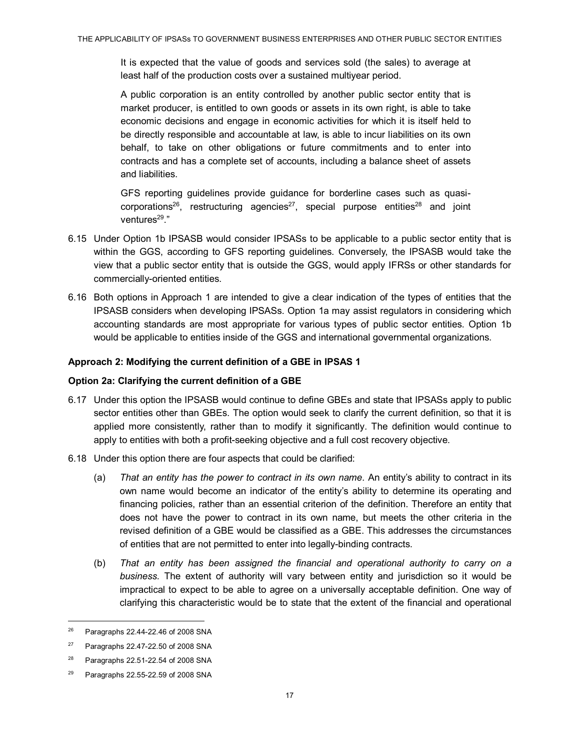It is expected that the value of goods and services sold (the sales) to average at least half of the production costs over a sustained multiyear period.

A public corporation is an entity controlled by another public sector entity that is market producer, is entitled to own goods or assets in its own right, is able to take economic decisions and engage in economic activities for which it is itself held to be directly responsible and accountable at law, is able to incur liabilities on its own behalf, to take on other obligations or future commitments and to enter into contracts and has a complete set of accounts, including a balance sheet of assets and liabilities.

GFS reporting guidelines provide guidance for borderline cases such as quasi-corporations[26], restructuring agencies[27], special purpose entities[28] and joint ventures[29]."

6.15 Under Option 1b IPSASB would consider IPSASs to be applicable to a public sector entity that is within the GGS, according to GFS reporting guidelines. Conversely, the IPSASB would take the view that a public sector entity that is outside the GGS, would apply IFRSs or other standards for commercially-oriented entities.

6.16 Both options in Approach 1 are intended to give a clear indication of the types of entities that the IPSASB considers when developing IPSASs. Option 1a may assist regulators in considering which accounting standards are most appropriate for various types of public sector entities. Option 1b would be applicable to entities inside of the GGS and international governmental organizations.

**Approach 2: Modifying the current definition of a GBE in IPSAS 1**

**Option 2a: Clarifying the current definition of a GBE**

6.17 Under this option the IPSASB would continue to define GBEs and state that IPSASs apply to public sector entities other than GBEs. The option would seek to clarify the current definition, so that it is applied more consistently, rather than to modify it significantly. The definition would continue to apply to entities with both a profit-seeking objective and a full cost recovery objective.

6.18 Under this option there are four aspects that could be clarified:

(a) *That an entity has the power to contract in its own name*. An entity's ability to contract in its own name would become an indicator of the entity's ability to determine its operating and financing policies, rather than an essential criterion of the definition. Therefore an entity that does not have the power to contract in its own name, but meets the other criteria in the revised definition of a GBE would be classified as a GBE. This addresses the circumstances of entities that are not permitted to enter into legally-binding contracts.

(b) *That an entity has been assigned the financial and operational authority to carry on a business.* The extent of authority will vary between entity and jurisdiction so it would be impractical to expect to be able to agree on a universally acceptable definition. One way of clarifying this characteristic would be to state that the extent of the financial and operational

---

[26] Paragraphs 22.44-22.46 of 2008 SNA

[27] Paragraphs 22.47-22.50 of 2008 SNA

[28] Paragraphs 22.51-22.54 of 2008 SNA

[29] Paragraphs 22.55-22.59 of 2008 SNA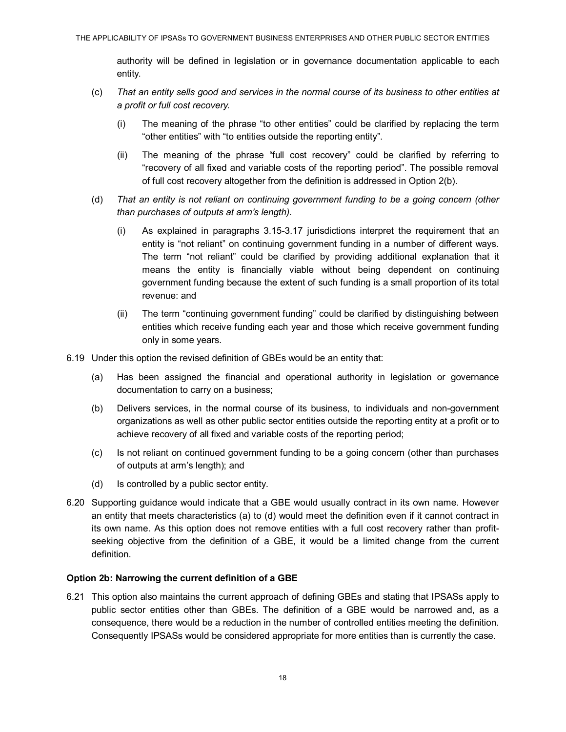authority will be defined in legislation or in governance documentation applicable to each entity.

(c) *That an entity sells good and services in the normal course of its business to other entities at a profit or full cost recovery.*

   (i) The meaning of the phrase "to other entities" could be clarified by replacing the term "other entities" with "to entities outside the reporting entity".

   (ii) The meaning of the phrase "full cost recovery" could be clarified by referring to "recovery of all fixed and variable costs of the reporting period". The possible removal of full cost recovery altogether from the definition is addressed in Option 2(b).

(d) *That an entity is not reliant on continuing government funding to be a going concern (other than purchases of outputs at arm's length).*

   (i) As explained in paragraphs 3.15-3.17 jurisdictions interpret the requirement that an entity is "not reliant" on continuing government funding in a number of different ways. The term "not reliant" could be clarified by providing additional explanation that it means the entity is financially viable without being dependent on continuing government funding because the extent of such funding is a small proportion of its total revenue: and

   (ii) The term "continuing government funding" could be clarified by distinguishing between entities which receive funding each year and those which receive government funding only in some years.

6.19 Under this option the revised definition of GBEs would be an entity that:

   (a) Has been assigned the financial and operational authority in legislation or governance documentation to carry on a business;

   (b) Delivers services, in the normal course of its business, to individuals and non-government organizations as well as other public sector entities outside the reporting entity at a profit or to achieve recovery of all fixed and variable costs of the reporting period;

   (c) Is not reliant on continued government funding to be a going concern (other than purchases of outputs at arm's length); and

   (d) Is controlled by a public sector entity.

6.20 Supporting guidance would indicate that a GBE would usually contract in its own name. However an entity that meets characteristics (a) to (d) would meet the definition even if it cannot contract in its own name. As this option does not remove entities with a full cost recovery rather than profit-seeking objective from the definition of a GBE, it would be a limited change from the current definition.

**Option 2b: Narrowing the current definition of a GBE**

6.21 This option also maintains the current approach of defining GBEs and stating that IPSASs apply to public sector entities other than GBEs. The definition of a GBE would be narrowed and, as a consequence, there would be a reduction in the number of controlled entities meeting the definition. Consequently IPSASs would be considered appropriate for more entities than is currently the case.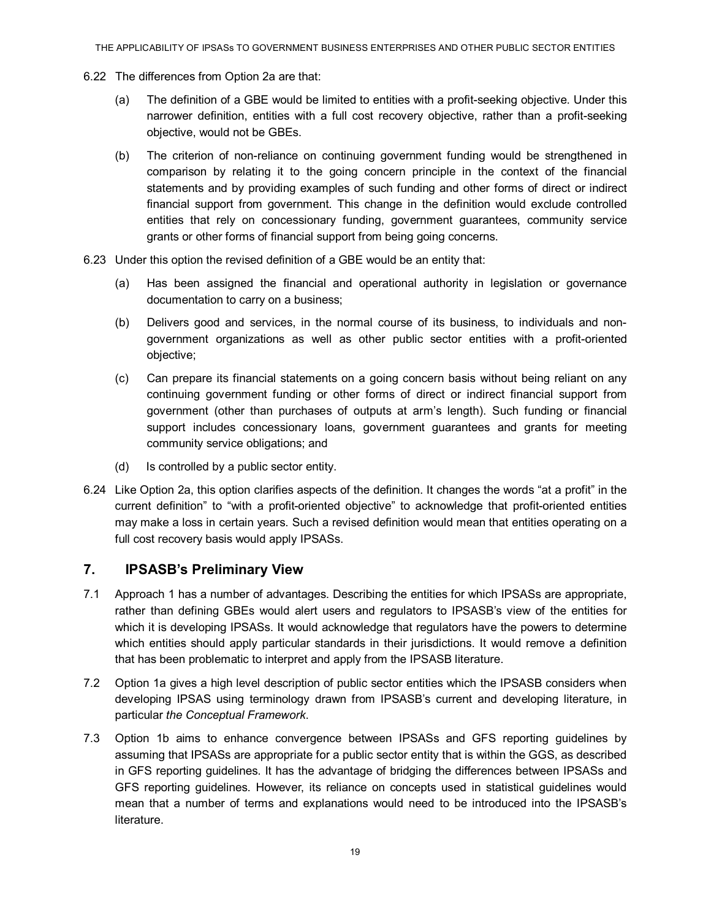6.22 The differences from Option 2a are that:

(a) The definition of a GBE would be limited to entities with a profit-seeking objective. Under this narrower definition, entities with a full cost recovery objective, rather than a profit-seeking objective, would not be GBEs.

(b) The criterion of non-reliance on continuing government funding would be strengthened in comparison by relating it to the going concern principle in the context of the financial statements and by providing examples of such funding and other forms of direct or indirect financial support from government. This change in the definition would exclude controlled entities that rely on concessionary funding, government guarantees, community service grants or other forms of financial support from being going concerns.

6.23 Under this option the revised definition of a GBE would be an entity that:

(a) Has been assigned the financial and operational authority in legislation or governance documentation to carry on a business;

(b) Delivers good and services, in the normal course of its business, to individuals and non-government organizations as well as other public sector entities with a profit-oriented objective;

(c) Can prepare its financial statements on a going concern basis without being reliant on any continuing government funding or other forms of direct or indirect financial support from government (other than purchases of outputs at arm's length). Such funding or financial support includes concessionary loans, government guarantees and grants for meeting community service obligations; and

(d) Is controlled by a public sector entity.

6.24 Like Option 2a, this option clarifies aspects of the definition. It changes the words "at a profit" in the current definition" to "with a profit-oriented objective" to acknowledge that profit-oriented entities may make a loss in certain years. Such a revised definition would mean that entities operating on a full cost recovery basis would apply IPSASs.

## 7. IPSASB's Preliminary View

7.1 Approach 1 has a number of advantages. Describing the entities for which IPSASs are appropriate, rather than defining GBEs would alert users and regulators to IPSASB's view of the entities for which it is developing IPSASs. It would acknowledge that regulators have the powers to determine which entities should apply particular standards in their jurisdictions. It would remove a definition that has been problematic to interpret and apply from the IPSASB literature.

7.2 Option 1a gives a high level description of public sector entities which the IPSASB considers when developing IPSAS using terminology drawn from IPSASB's current and developing literature, in particular *the Conceptual Framework*.

7.3 Option 1b aims to enhance convergence between IPSASs and GFS reporting guidelines by assuming that IPSASs are appropriate for a public sector entity that is within the GGS, as described in GFS reporting guidelines. It has the advantage of bridging the differences between IPSASs and GFS reporting guidelines. However, its reliance on concepts used in statistical guidelines would mean that a number of terms and explanations would need to be introduced into the IPSASB's literature.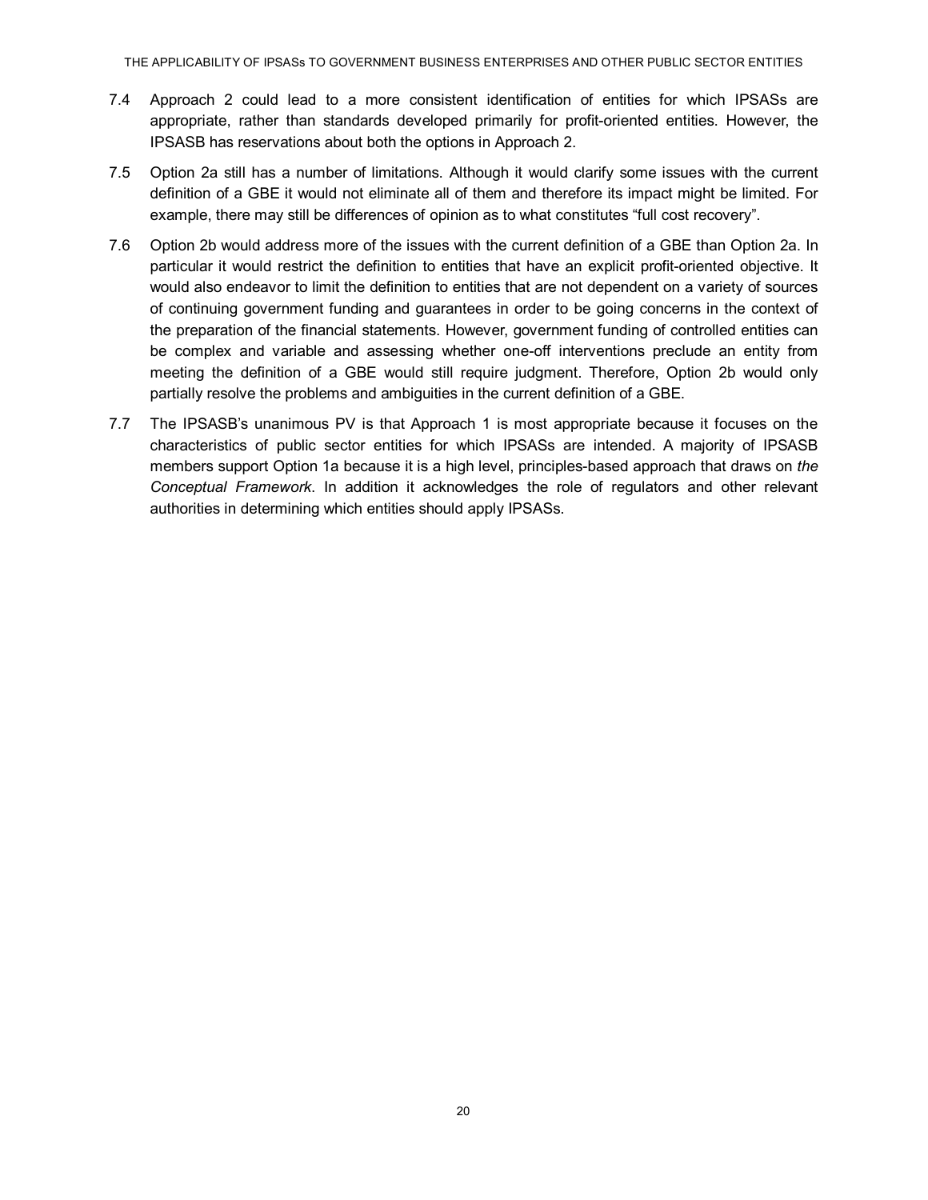7.4 Approach 2 could lead to a more consistent identification of entities for which IPSASs are appropriate, rather than standards developed primarily for profit-oriented entities. However, the IPSASB has reservations about both the options in Approach 2.

7.5 Option 2a still has a number of limitations. Although it would clarify some issues with the current definition of a GBE it would not eliminate all of them and therefore its impact might be limited. For example, there may still be differences of opinion as to what constitutes "full cost recovery".

7.6 Option 2b would address more of the issues with the current definition of a GBE than Option 2a. In particular it would restrict the definition to entities that have an explicit profit-oriented objective. It would also endeavor to limit the definition to entities that are not dependent on a variety of sources of continuing government funding and guarantees in order to be going concerns in the context of the preparation of the financial statements. However, government funding of controlled entities can be complex and variable and assessing whether one-off interventions preclude an entity from meeting the definition of a GBE would still require judgment. Therefore, Option 2b would only partially resolve the problems and ambiguities in the current definition of a GBE.

7.7 The IPSASB's unanimous PV is that Approach 1 is most appropriate because it focuses on the characteristics of public sector entities for which IPSASs are intended. A majority of IPSASB members support Option 1a because it is a high level, principles-based approach that draws on *the Conceptual Framework*. In addition it acknowledges the role of regulators and other relevant authorities in determining which entities should apply IPSASs.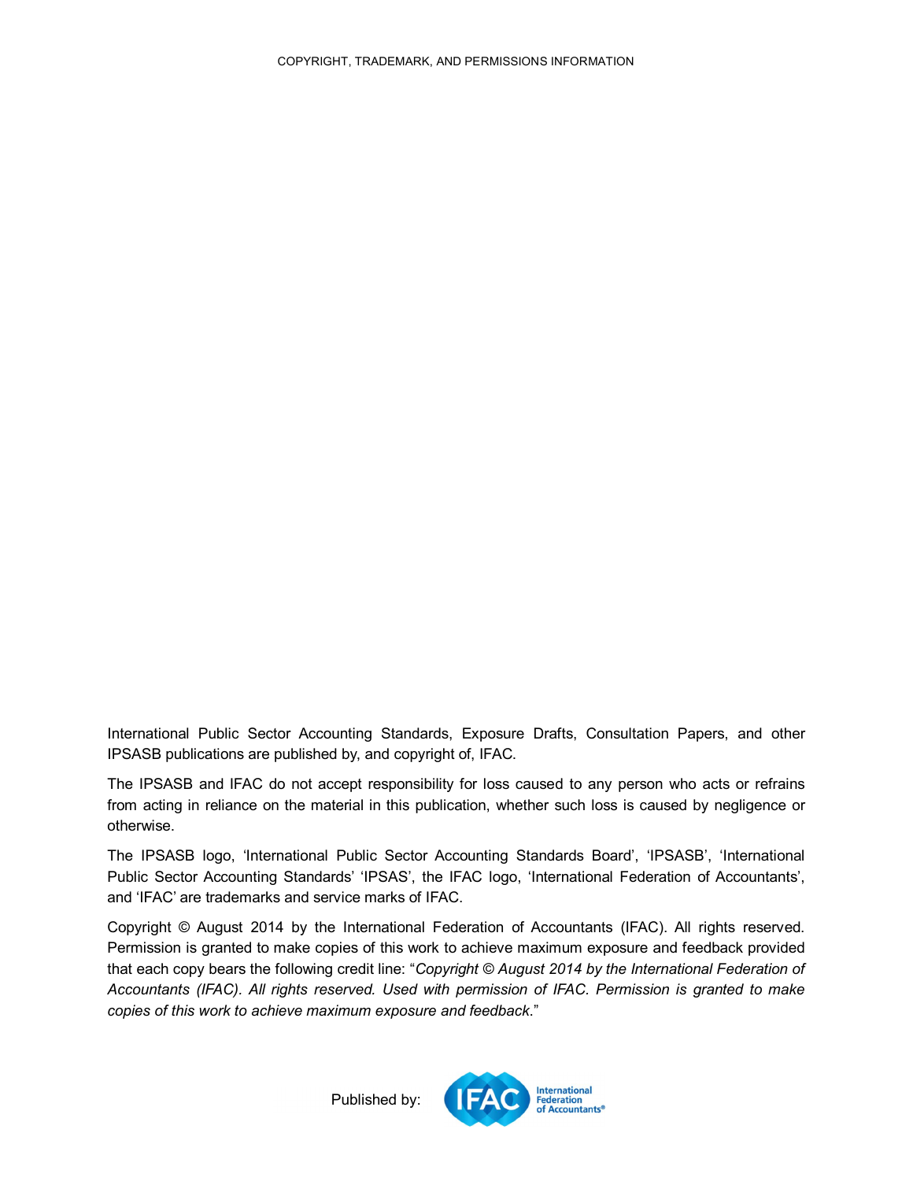COPYRIGHT, TRADEMARK, AND PERMISSIONS INFORMATION

International Public Sector Accounting Standards, Exposure Drafts, Consultation Papers, and other IPSASB publications are published by, and copyright of, IFAC.

The IPSASB and IFAC do not accept responsibility for loss caused to any person who acts or refrains from acting in reliance on the material in this publication, whether such loss is caused by negligence or otherwise.

The IPSASB logo, 'International Public Sector Accounting Standards Board', 'IPSASB', 'International Public Sector Accounting Standards' 'IPSAS', the IFAC logo, 'International Federation of Accountants', and 'IFAC' are trademarks and service marks of IFAC.

Copyright © August 2014 by the International Federation of Accountants (IFAC). All rights reserved. Permission is granted to make copies of this work to achieve maximum exposure and feedback provided that each copy bears the following credit line: "*Copyright © August 2014 by the International Federation of Accountants (IFAC). All rights reserved. Used with permission of IFAC. Permission is granted to make copies of this work to achieve maximum exposure and feedback*."

Published by: IFAC International Federation of Accountants®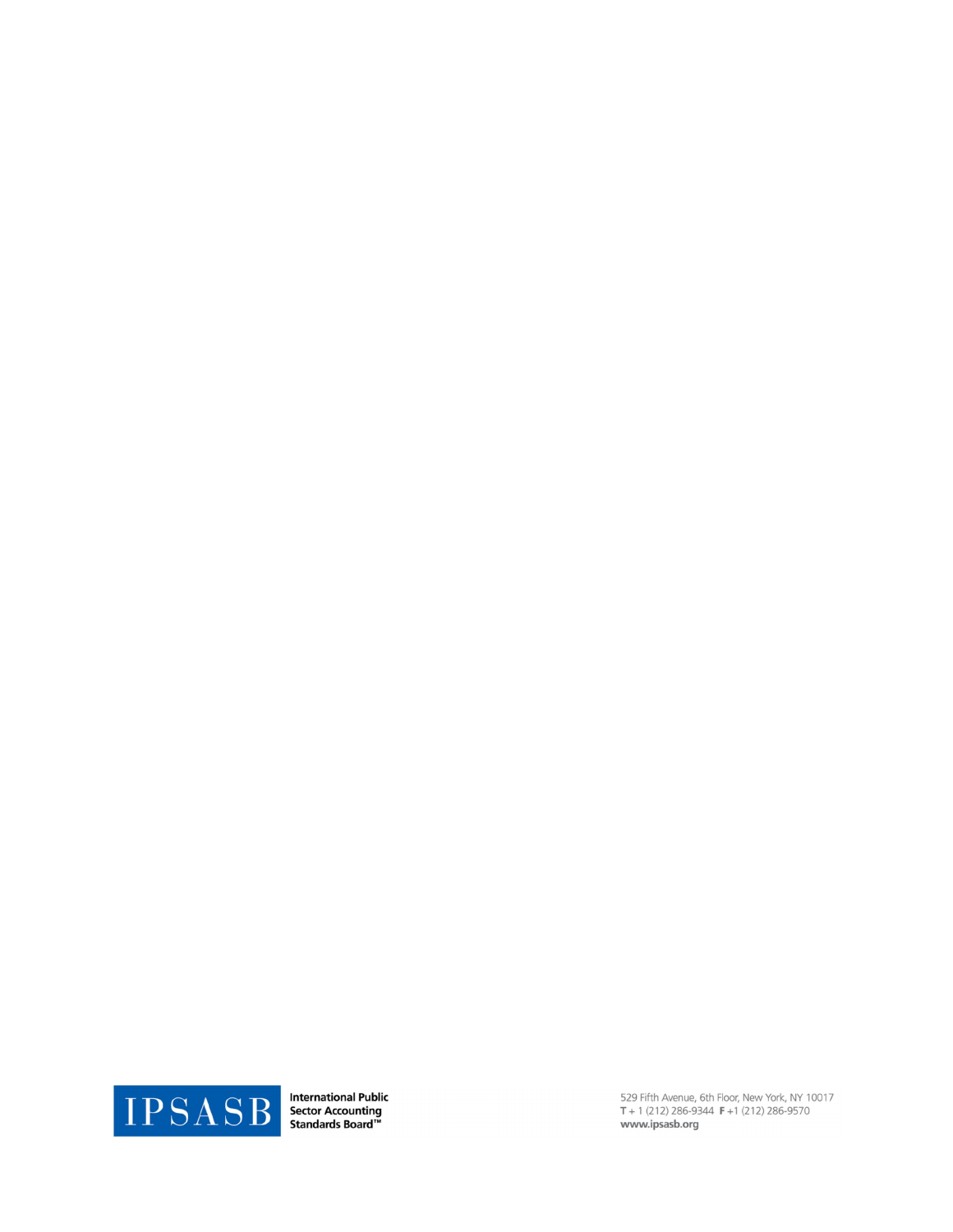IPSASB

International Public
Sector Accounting
Standards Board™

529 Fifth Avenue, 6th Floor, New York, NY 10017
T + 1 (212) 286-9344 F +1 (212) 286-9570
www.ipsasb.org